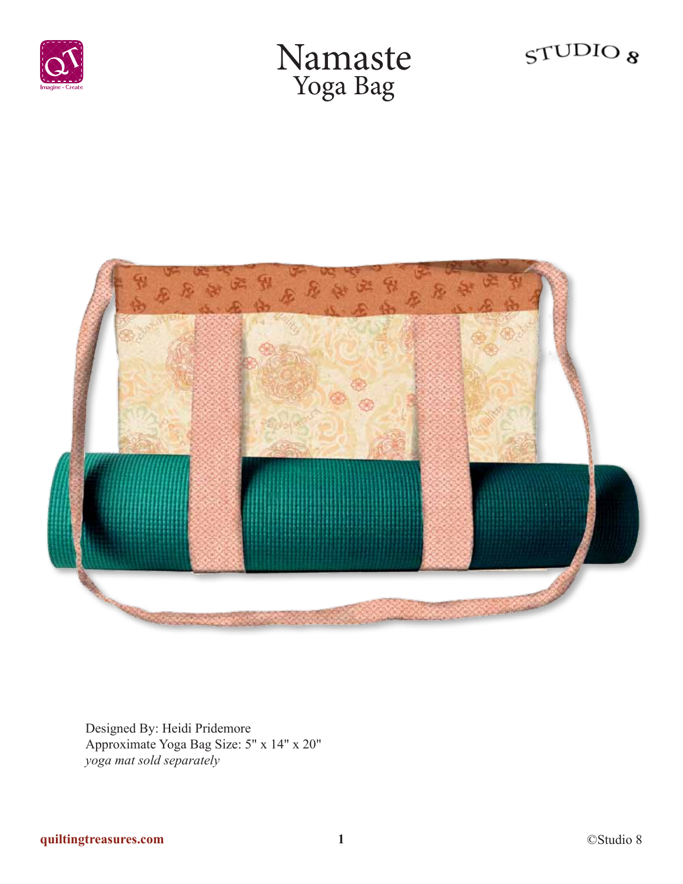# Namaste
## Yoga Bag

Designed By: Heidi Pridemore
Approximate Yoga Bag Size: 5" x 14" x 20"
*yoga mat sold separately*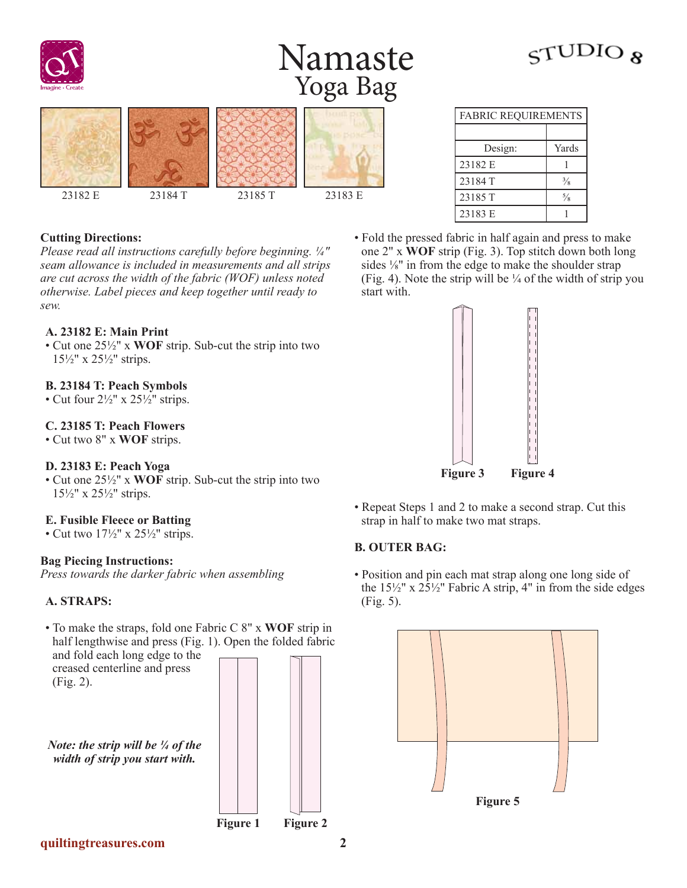# Namaste
## Yoga Bag

23182 E 23184 T 23185 T 23183 E

| FABRIC REQUIREMENTS | |
|---|---|
| | |
| Design: | Yards |
| 23182 E | 1 |
| 23184 T | ⅜ |
| 23185 T | ⅝ |
| 23183 E | 1 |

**Cutting Directions:**

*Please read all instructions carefully before beginning. ¼" seam allowance is included in measurements and all strips are cut across the width of the fabric (WOF) unless noted otherwise. Label pieces and keep together until ready to sew.*

**A. 23182 E: Main Print**
- Cut one 25½" x **WOF** strip. Sub-cut the strip into two 15½" x 25½" strips.

**B. 23184 T: Peach Symbols**
- Cut four 2½" x 25½" strips.

**C. 23185 T: Peach Flowers**
- Cut two 8" x **WOF** strips.

**D. 23183 E: Peach Yoga**
- Cut one 25½" x **WOF** strip. Sub-cut the strip into two 15½" x 25½" strips.

**E. Fusible Fleece or Batting**
- Cut two 17½" x 25½" strips.

**Bag Piecing Instructions:**

*Press towards the darker fabric when assembling*

**A. STRAPS:**

- To make the straps, fold one Fabric C 8" x **WOF** strip in half lengthwise and press (Fig. 1). Open the folded fabric and fold each long edge to the creased centerline and press (Fig. 2).

***Note: the strip will be ¼ of the width of strip you start with.***

**Figure 1** **Figure 2**

- Fold the pressed fabric in half again and press to make one 2" x **WOF** strip (Fig. 3). Top stitch down both long sides ⅛" in from the edge to make the shoulder strap (Fig. 4). Note the strip will be ¼ of the width of strip you start with.

**Figure 3** **Figure 4**

- Repeat Steps 1 and 2 to make a second strap. Cut this strap in half to make two mat straps.

**B. OUTER BAG:**

- Position and pin each mat strap along one long side of the 15½" x 25½" Fabric A strip, 4" in from the side edges (Fig. 5).

**Figure 5**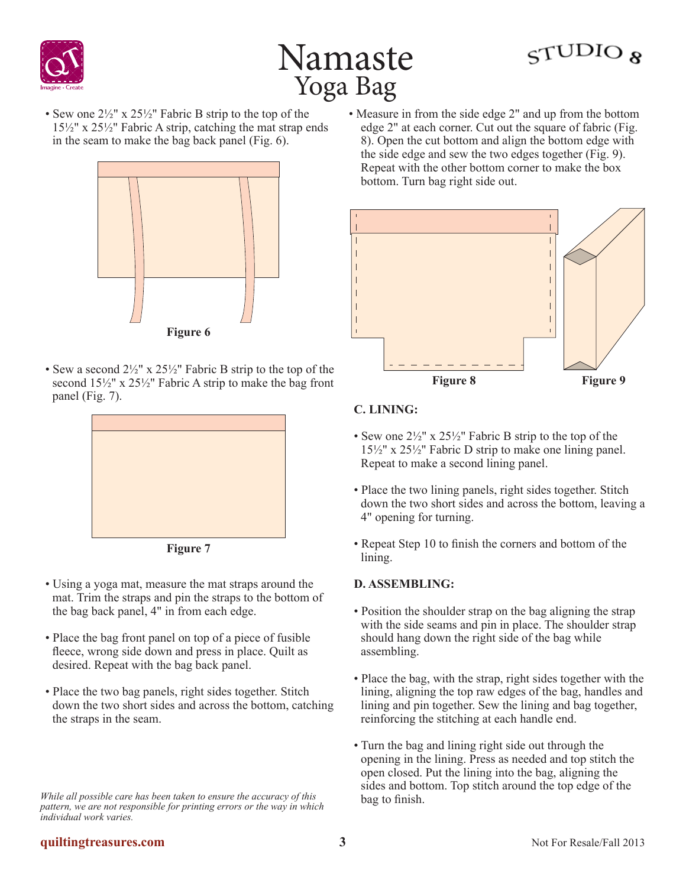# Namaste
## Yoga Bag

- Sew one 2½" x 25½" Fabric B strip to the top of the 15½" x 25½" Fabric A strip, catching the mat strap ends in the seam to make the bag back panel (Fig. 6).

**Figure 6**

- Sew a second 2½" x 25½" Fabric B strip to the top of the second 15½" x 25½" Fabric A strip to make the bag front panel (Fig. 7).

**Figure 7**

- Using a yoga mat, measure the mat straps around the mat. Trim the straps and pin the straps to the bottom of the bag back panel, 4" in from each edge.

- Place the bag front panel on top of a piece of fusible fleece, wrong side down and press in place. Quilt as desired. Repeat with the bag back panel.

- Place the two bag panels, right sides together. Stitch down the two short sides and across the bottom, catching the straps in the seam.

- Measure in from the side edge 2" and up from the bottom edge 2" at each corner. Cut out the square of fabric (Fig. 8). Open the cut bottom and align the bottom edge with the side edge and sew the two edges together (Fig. 9). Repeat with the other bottom corner to make the box bottom. Turn bag right side out.

**Figure 8** **Figure 9**

### C. LINING:

- Sew one 2½" x 25½" Fabric B strip to the top of the 15½" x 25½" Fabric D strip to make one lining panel. Repeat to make a second lining panel.

- Place the two lining panels, right sides together. Stitch down the two short sides and across the bottom, leaving a 4" opening for turning.

- Repeat Step 10 to finish the corners and bottom of the lining.

### D. ASSEMBLING:

- Position the shoulder strap on the bag aligning the strap with the side seams and pin in place. The shoulder strap should hang down the right side of the bag while assembling.

- Place the bag, with the strap, right sides together with the lining, aligning the top raw edges of the bag, handles and lining and pin together. Sew the lining and bag together, reinforcing the stitching at each handle end.

- Turn the bag and lining right side out through the opening in the lining. Press as needed and top stitch the open closed. Put the lining into the bag, aligning the sides and bottom. Top stitch around the top edge of the bag to finish.

*While all possible care has been taken to ensure the accuracy of this pattern, we are not responsible for printing errors or the way in which individual work varies.*

**quiltingtreasures.com** Not For Resale/Fall 2013